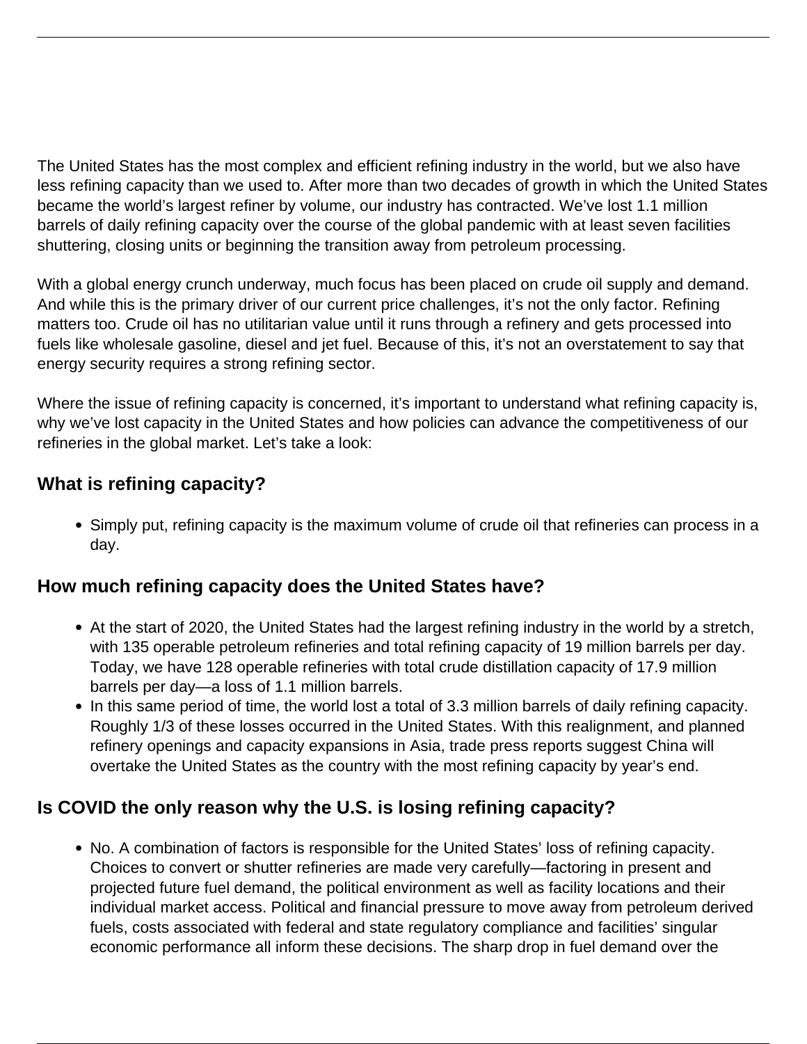The United States has the most complex and efficient refining industry in the world, but we also have less refining capacity than we used to. After more than two decades of growth in which the United States became the world's largest refiner by volume, our industry has contracted. We've lost 1.1 million barrels of daily refining capacity over the course of the global pandemic with at least seven facilities shuttering, closing units or beginning the transition away from petroleum processing.

With a global energy crunch underway, much focus has been placed on crude oil supply and demand. And while this is the primary driver of our current price challenges, it's not the only factor. Refining matters too. Crude oil has no utilitarian value until it runs through a refinery and gets processed into fuels like wholesale gasoline, diesel and jet fuel. Because of this, it's not an overstatement to say that energy security requires a strong refining sector.

Where the issue of refining capacity is concerned, it's important to understand what refining capacity is, why we've lost capacity in the United States and how policies can advance the competitiveness of our refineries in the global market. Let's take a look:

## What is refining capacity?

- Simply put, refining capacity is the maximum volume of crude oil that refineries can process in a day.

## How much refining capacity does the United States have?

- At the start of 2020, the United States had the largest refining industry in the world by a stretch, with 135 operable petroleum refineries and total refining capacity of 19 million barrels per day. Today, we have 128 operable refineries with total crude distillation capacity of 17.9 million barrels per day—a loss of 1.1 million barrels.
- In this same period of time, the world lost a total of 3.3 million barrels of daily refining capacity. Roughly 1/3 of these losses occurred in the United States. With this realignment, and planned refinery openings and capacity expansions in Asia, trade press reports suggest China will overtake the United States as the country with the most refining capacity by year's end.

## Is COVID the only reason why the U.S. is losing refining capacity?

- No. A combination of factors is responsible for the United States' loss of refining capacity. Choices to convert or shutter refineries are made very carefully—factoring in present and projected future fuel demand, the political environment as well as facility locations and their individual market access. Political and financial pressure to move away from petroleum derived fuels, costs associated with federal and state regulatory compliance and facilities' singular economic performance all inform these decisions. The sharp drop in fuel demand over the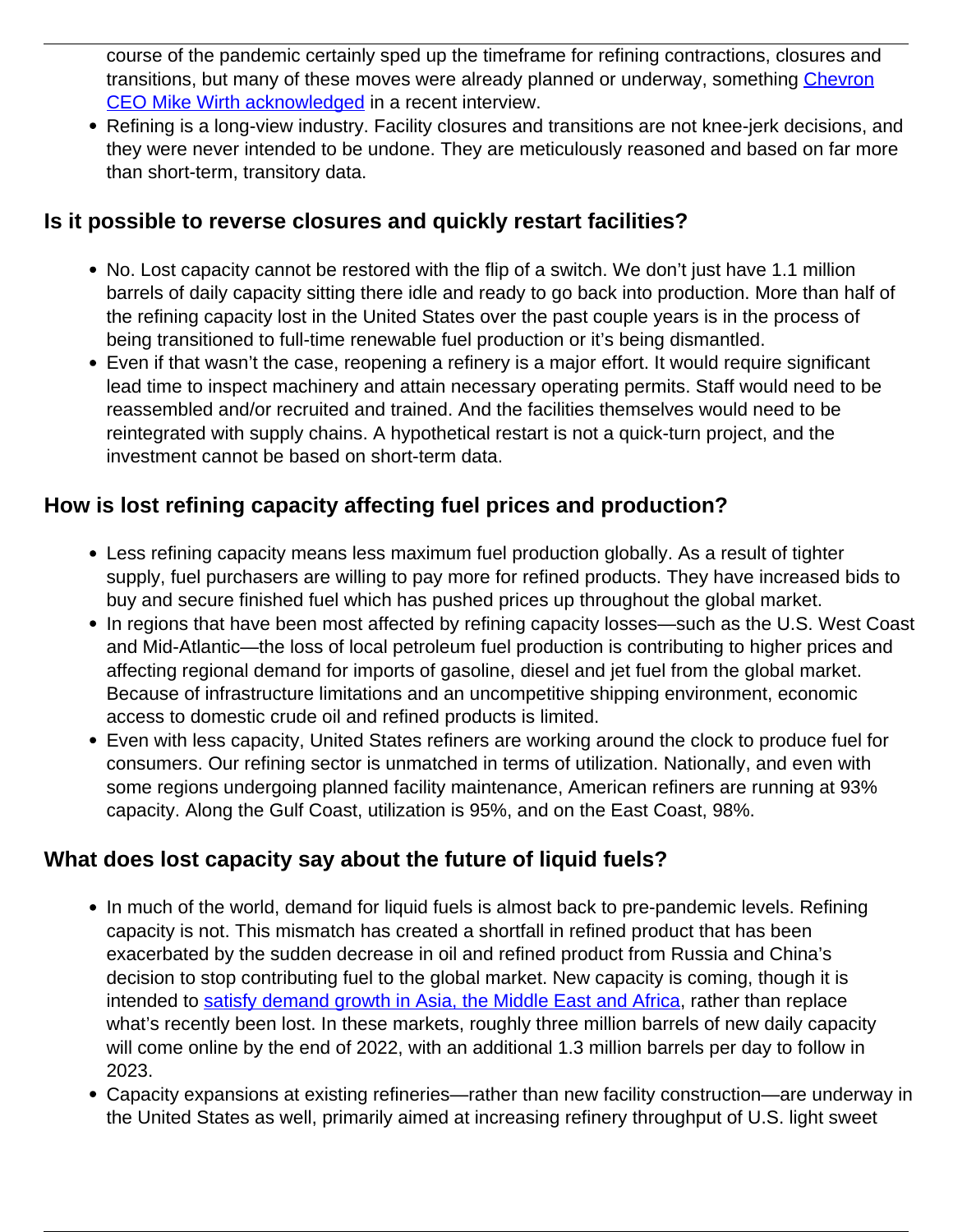course of the pandemic certainly sped up the timeframe for refining contractions, closures and transitions, but many of these moves were already planned or underway, something [Chevron CEO Mike Wirth acknowledged]() in a recent interview.
- Refining is a long-view industry. Facility closures and transitions are not knee-jerk decisions, and they were never intended to be undone. They are meticulously reasoned and based on far more than short-term, transitory data.

## Is it possible to reverse closures and quickly restart facilities?

- No. Lost capacity cannot be restored with the flip of a switch. We don't just have 1.1 million barrels of daily capacity sitting there idle and ready to go back into production. More than half of the refining capacity lost in the United States over the past couple years is in the process of being transitioned to full-time renewable fuel production or it's being dismantled.
- Even if that wasn't the case, reopening a refinery is a major effort. It would require significant lead time to inspect machinery and attain necessary operating permits. Staff would need to be reassembled and/or recruited and trained. And the facilities themselves would need to be reintegrated with supply chains. A hypothetical restart is not a quick-turn project, and the investment cannot be based on short-term data.

## How is lost refining capacity affecting fuel prices and production?

- Less refining capacity means less maximum fuel production globally. As a result of tighter supply, fuel purchasers are willing to pay more for refined products. They have increased bids to buy and secure finished fuel which has pushed prices up throughout the global market.
- In regions that have been most affected by refining capacity losses—such as the U.S. West Coast and Mid-Atlantic—the loss of local petroleum fuel production is contributing to higher prices and affecting regional demand for imports of gasoline, diesel and jet fuel from the global market. Because of infrastructure limitations and an uncompetitive shipping environment, economic access to domestic crude oil and refined products is limited.
- Even with less capacity, United States refiners are working around the clock to produce fuel for consumers. Our refining sector is unmatched in terms of utilization. Nationally, and even with some regions undergoing planned facility maintenance, American refiners are running at 93% capacity. Along the Gulf Coast, utilization is 95%, and on the East Coast, 98%.

## What does lost capacity say about the future of liquid fuels?

- In much of the world, demand for liquid fuels is almost back to pre-pandemic levels. Refining capacity is not. This mismatch has created a shortfall in refined product that has been exacerbated by the sudden decrease in oil and refined product from Russia and China's decision to stop contributing fuel to the global market. New capacity is coming, though it is intended to [satisfy demand growth in Asia, the Middle East and Africa](), rather than replace what's recently been lost. In these markets, roughly three million barrels of new daily capacity will come online by the end of 2022, with an additional 1.3 million barrels per day to follow in 2023.
- Capacity expansions at existing refineries—rather than new facility construction—are underway in the United States as well, primarily aimed at increasing refinery throughput of U.S. light sweet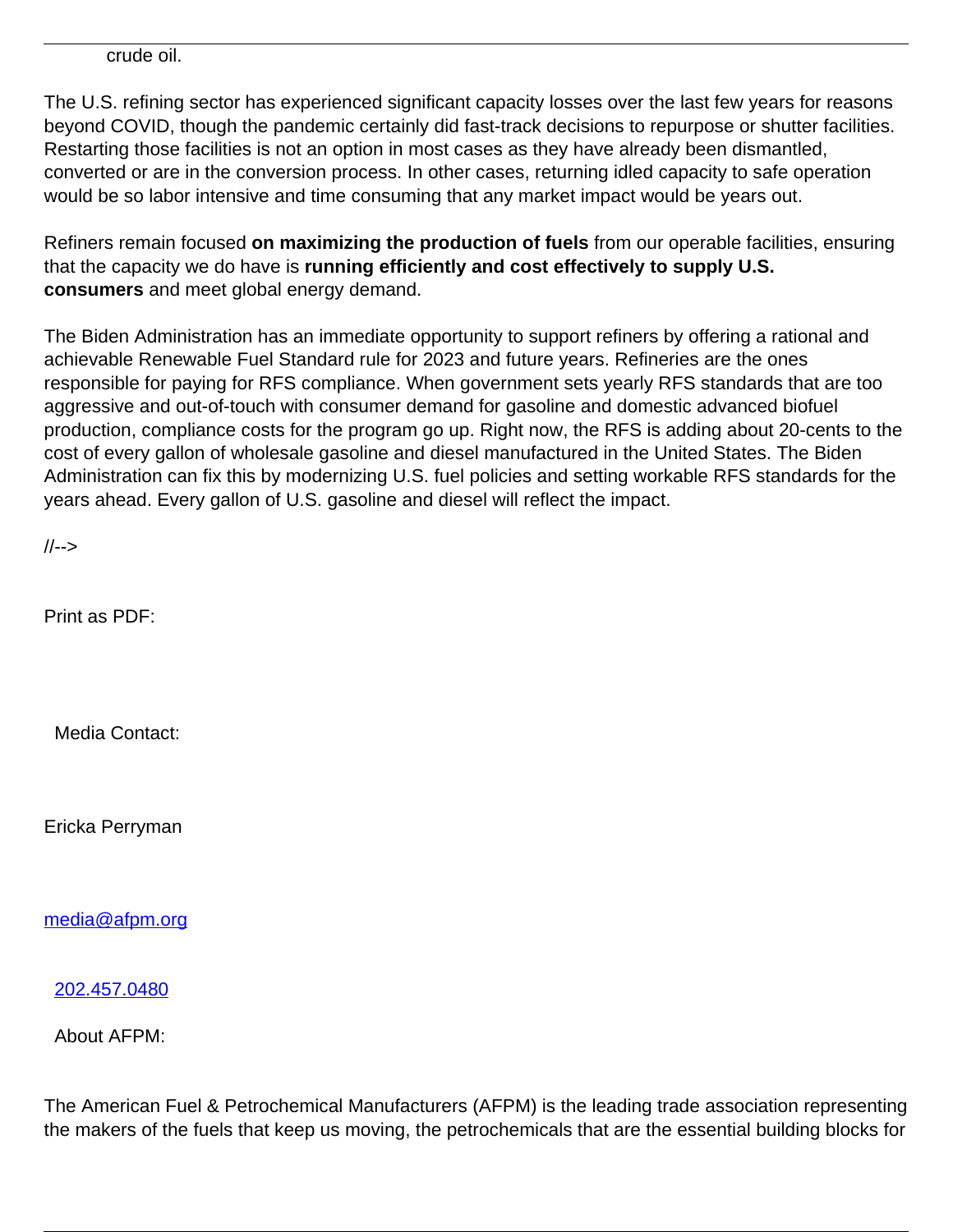crude oil.

The U.S. refining sector has experienced significant capacity losses over the last few years for reasons beyond COVID, though the pandemic certainly did fast-track decisions to repurpose or shutter facilities. Restarting those facilities is not an option in most cases as they have already been dismantled, converted or are in the conversion process. In other cases, returning idled capacity to safe operation would be so labor intensive and time consuming that any market impact would be years out.

Refiners remain focused **on maximizing the production of fuels** from our operable facilities, ensuring that the capacity we do have is **running efficiently and cost effectively to supply U.S. consumers** and meet global energy demand.

The Biden Administration has an immediate opportunity to support refiners by offering a rational and achievable Renewable Fuel Standard rule for 2023 and future years. Refineries are the ones responsible for paying for RFS compliance. When government sets yearly RFS standards that are too aggressive and out-of-touch with consumer demand for gasoline and domestic advanced biofuel production, compliance costs for the program go up. Right now, the RFS is adding about 20-cents to the cost of every gallon of wholesale gasoline and diesel manufactured in the United States. The Biden Administration can fix this by modernizing U.S. fuel policies and setting workable RFS standards for the years ahead. Every gallon of U.S. gasoline and diesel will reflect the impact.

//-->

Print as PDF:

Media Contact:

Ericka Perryman

media@afpm.org

202.457.0480

About AFPM:

The American Fuel & Petrochemical Manufacturers (AFPM) is the leading trade association representing the makers of the fuels that keep us moving, the petrochemicals that are the essential building blocks for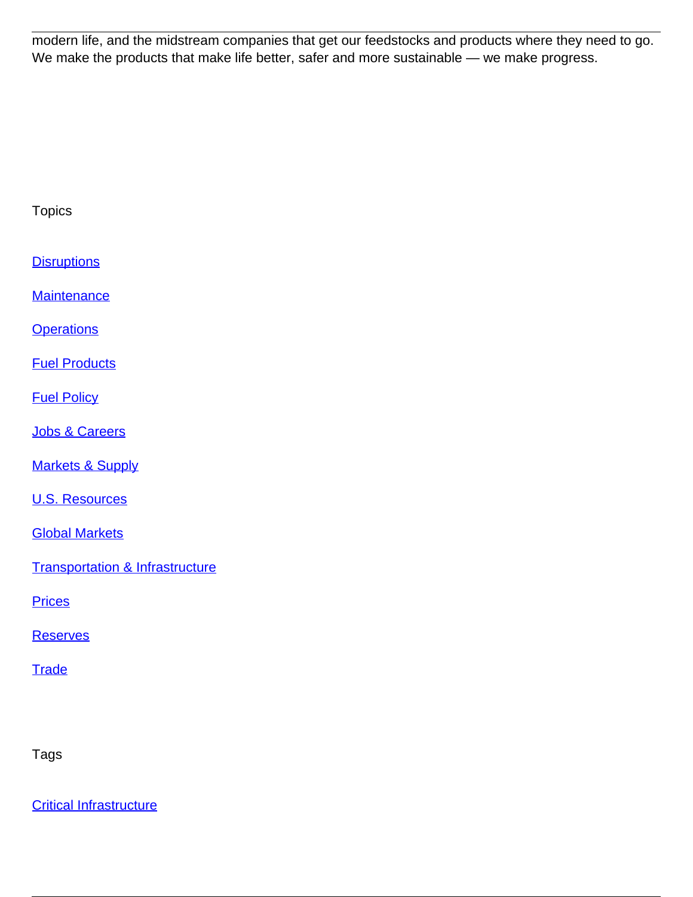modern life, and the midstream companies that get our feedstocks and products where they need to go. We make the products that make life better, safer and more sustainable — we make progress.

Topics

Disruptions

Maintenance

Operations

Fuel Products

Fuel Policy

Jobs & Careers

Markets & Supply

U.S. Resources

Global Markets

Transportation & Infrastructure

Prices

Reserves

Trade

Tags

Critical Infrastructure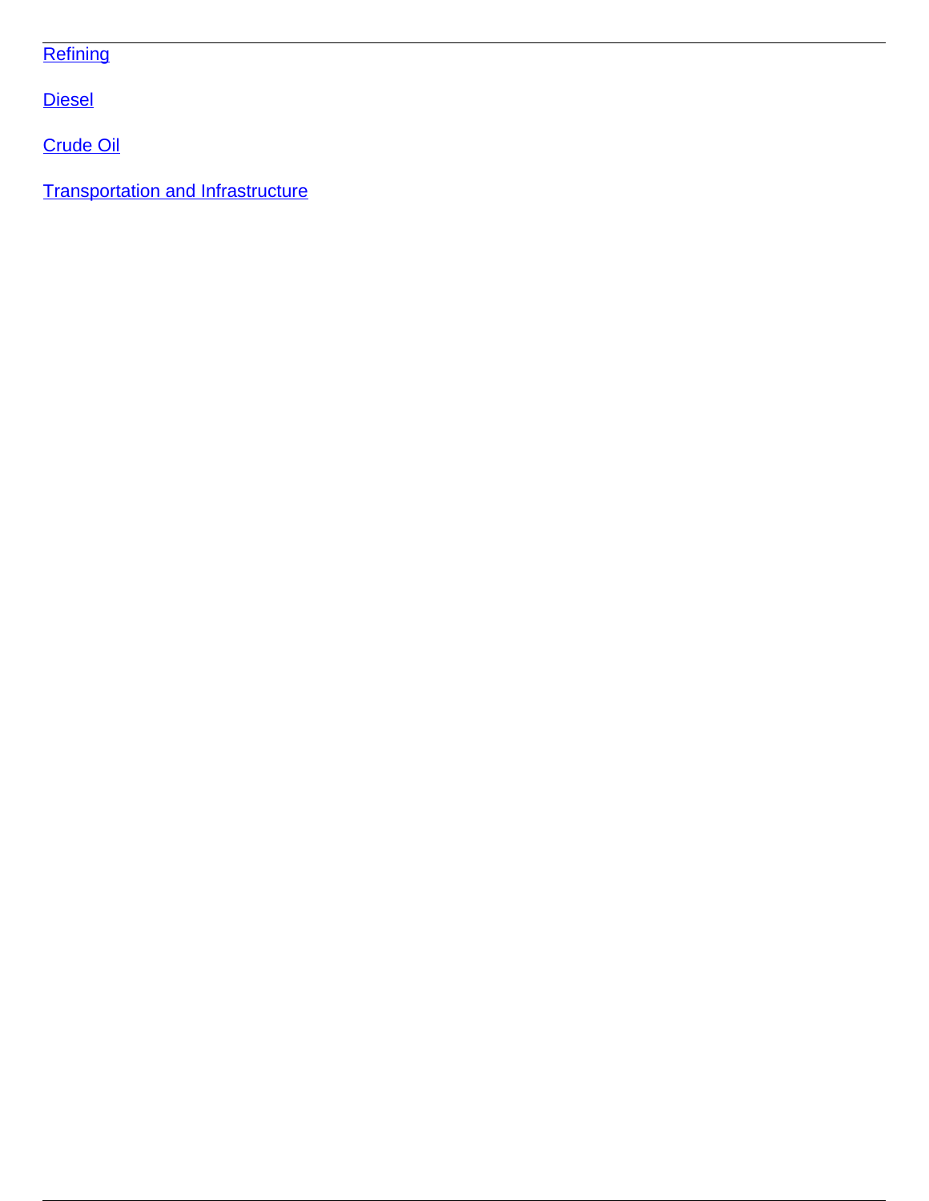[Refining]

[Diesel]

[Crude Oil]

[Transportation and Infrastructure]